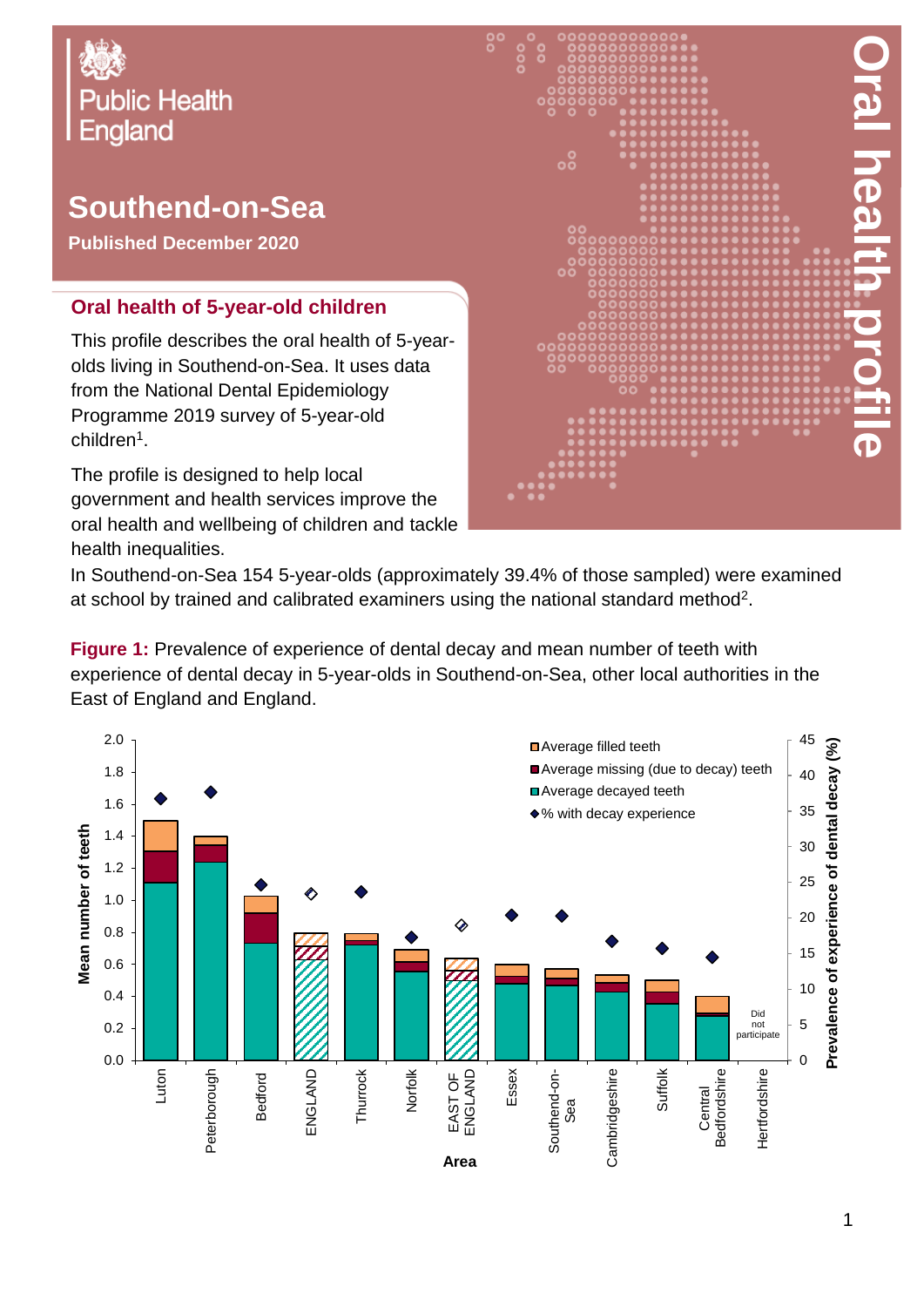Public Health England

# Southend-on-Sea

**Published December 2020**

Oral health profile

## Oral health of 5-year-old children

This profile describes the oral health of 5-year-olds living in Southend-on-Sea. It uses data from the National Dental Epidemiology Programme 2019 survey of 5-year-old children[1].

The profile is designed to help local government and health services improve the oral health and wellbeing of children and tackle health inequalities.

In Southend-on-Sea 154 5-year-olds (approximately 39.4% of those sampled) were examined at school by trained and calibrated examiners using the national standard method[2].

**Figure 1:** Prevalence of experience of dental decay and mean number of teeth with experience of dental decay in 5-year-olds in Southend-on-Sea, other local authorities in the East of England and England.

Legend: Average filled teeth; Average missing (due to decay) teeth; Average decayed teeth; % with decay experience

Left axis: Mean number of teeth (0.0–2.0). Right axis: Prevalence of experience of dental decay (%) (0–45). X-axis: Area — Luton, Peterborough, Bedford, ENGLAND, Thurrock, Norfolk, EAST OF ENGLAND, Essex, Southend-on-Sea, Cambridgeshire, Suffolk, Central Bedfordshire, Hertfordshire (Did not participate).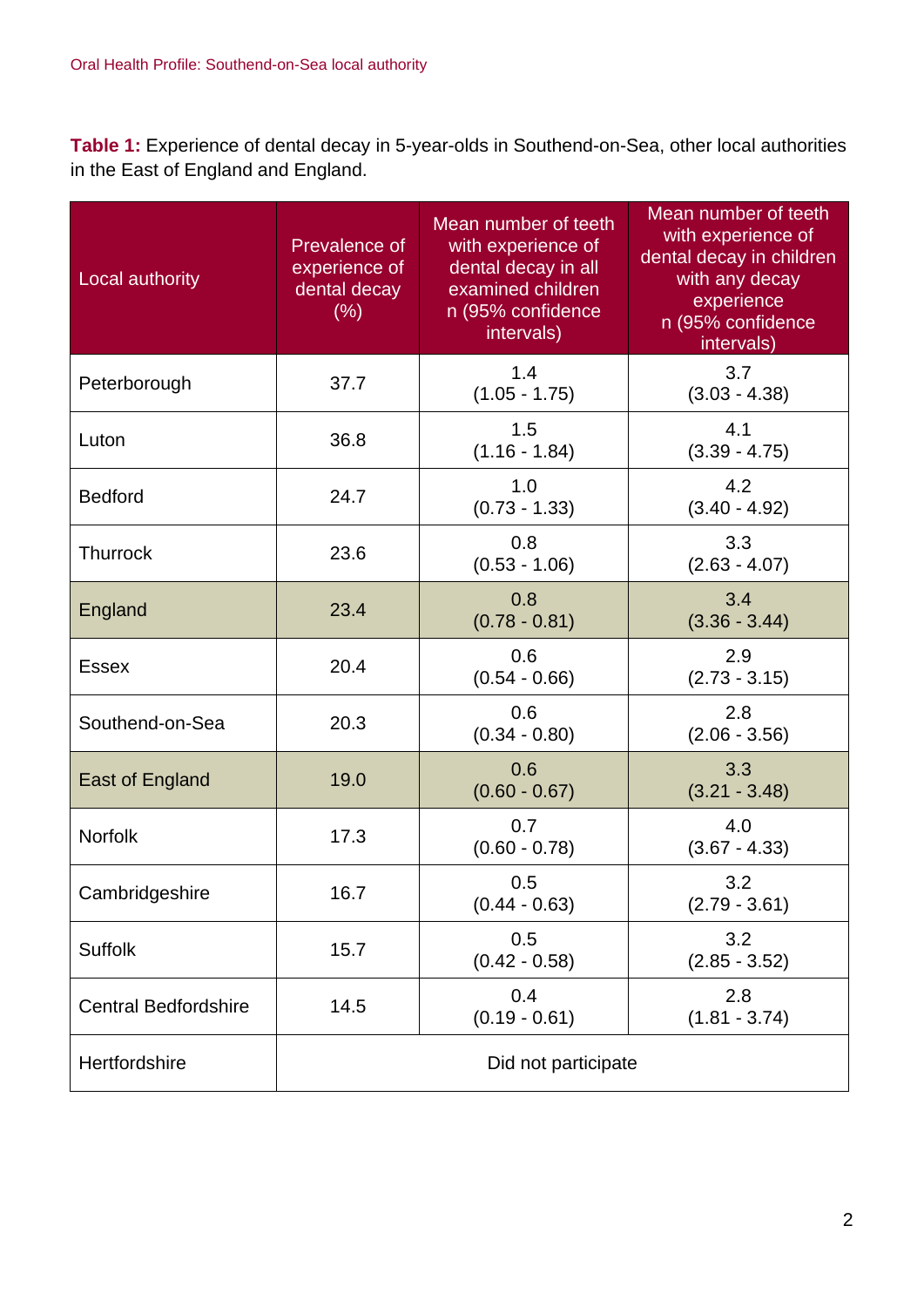**Table 1:** Experience of dental decay in 5-year-olds in Southend-on-Sea, other local authorities in the East of England and England.

| Local authority | Prevalence of experience of dental decay (%) | Mean number of teeth with experience of dental decay in all examined children n (95% confidence intervals) | Mean number of teeth with experience of dental decay in children with any decay experience n (95% confidence intervals) |
|---|---|---|---|
| Peterborough | 37.7 | 1.4 (1.05 - 1.75) | 3.7 (3.03 - 4.38) |
| Luton | 36.8 | 1.5 (1.16 - 1.84) | 4.1 (3.39 - 4.75) |
| Bedford | 24.7 | 1.0 (0.73 - 1.33) | 4.2 (3.40 - 4.92) |
| Thurrock | 23.6 | 0.8 (0.53 - 1.06) | 3.3 (2.63 - 4.07) |
| England | 23.4 | 0.8 (0.78 - 0.81) | 3.4 (3.36 - 3.44) |
| Essex | 20.4 | 0.6 (0.54 - 0.66) | 2.9 (2.73 - 3.15) |
| Southend-on-Sea | 20.3 | 0.6 (0.34 - 0.80) | 2.8 (2.06 - 3.56) |
| East of England | 19.0 | 0.6 (0.60 - 0.67) | 3.3 (3.21 - 3.48) |
| Norfolk | 17.3 | 0.7 (0.60 - 0.78) | 4.0 (3.67 - 4.33) |
| Cambridgeshire | 16.7 | 0.5 (0.44 - 0.63) | 3.2 (2.79 - 3.61) |
| Suffolk | 15.7 | 0.5 (0.42 - 0.58) | 3.2 (2.85 - 3.52) |
| Central Bedfordshire | 14.5 | 0.4 (0.19 - 0.61) | 2.8 (1.81 - 3.74) |
| Hertfordshire | Did not participate | | |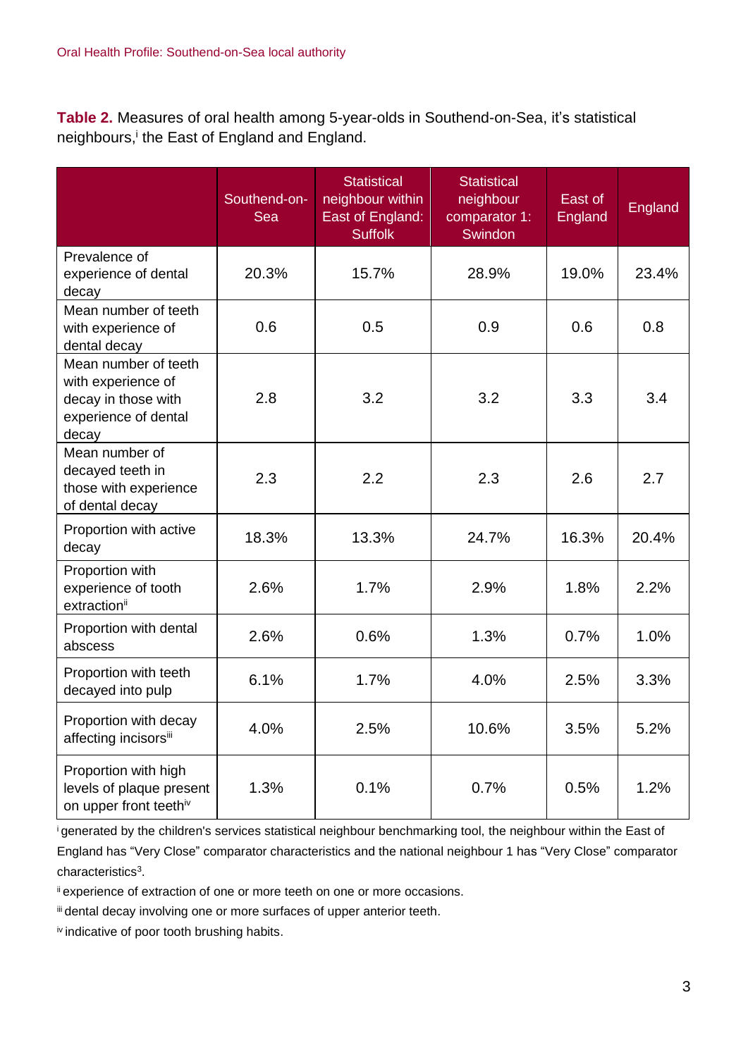**Table 2.** Measures of oral health among 5-year-olds in Southend-on-Sea, it's statistical neighbours,[i] the East of England and England.

| | Southend-on-Sea | Statistical neighbour within East of England: Suffolk | Statistical neighbour comparator 1: Swindon | East of England | England |
|---|---|---|---|---|---|
| Prevalence of experience of dental decay | 20.3% | 15.7% | 28.9% | 19.0% | 23.4% |
| Mean number of teeth with experience of dental decay | 0.6 | 0.5 | 0.9 | 0.6 | 0.8 |
| Mean number of teeth with experience of decay in those with experience of dental decay | 2.8 | 3.2 | 3.2 | 3.3 | 3.4 |
| Mean number of decayed teeth in those with experience of dental decay | 2.3 | 2.2 | 2.3 | 2.6 | 2.7 |
| Proportion with active decay | 18.3% | 13.3% | 24.7% | 16.3% | 20.4% |
| Proportion with experience of tooth extraction[ii] | 2.6% | 1.7% | 2.9% | 1.8% | 2.2% |
| Proportion with dental abscess | 2.6% | 0.6% | 1.3% | 0.7% | 1.0% |
| Proportion with teeth decayed into pulp | 6.1% | 1.7% | 4.0% | 2.5% | 3.3% |
| Proportion with decay affecting incisors[iii] | 4.0% | 2.5% | 10.6% | 3.5% | 5.2% |
| Proportion with high levels of plaque present on upper front teeth[iv] | 1.3% | 0.1% | 0.7% | 0.5% | 1.2% |

[i] generated by the children's services statistical neighbour benchmarking tool, the neighbour within the East of England has "Very Close" comparator characteristics and the national neighbour 1 has "Very Close" comparator characteristics[3].

[ii] experience of extraction of one or more teeth on one or more occasions.

[iii] dental decay involving one or more surfaces of upper anterior teeth.

[iv] indicative of poor tooth brushing habits.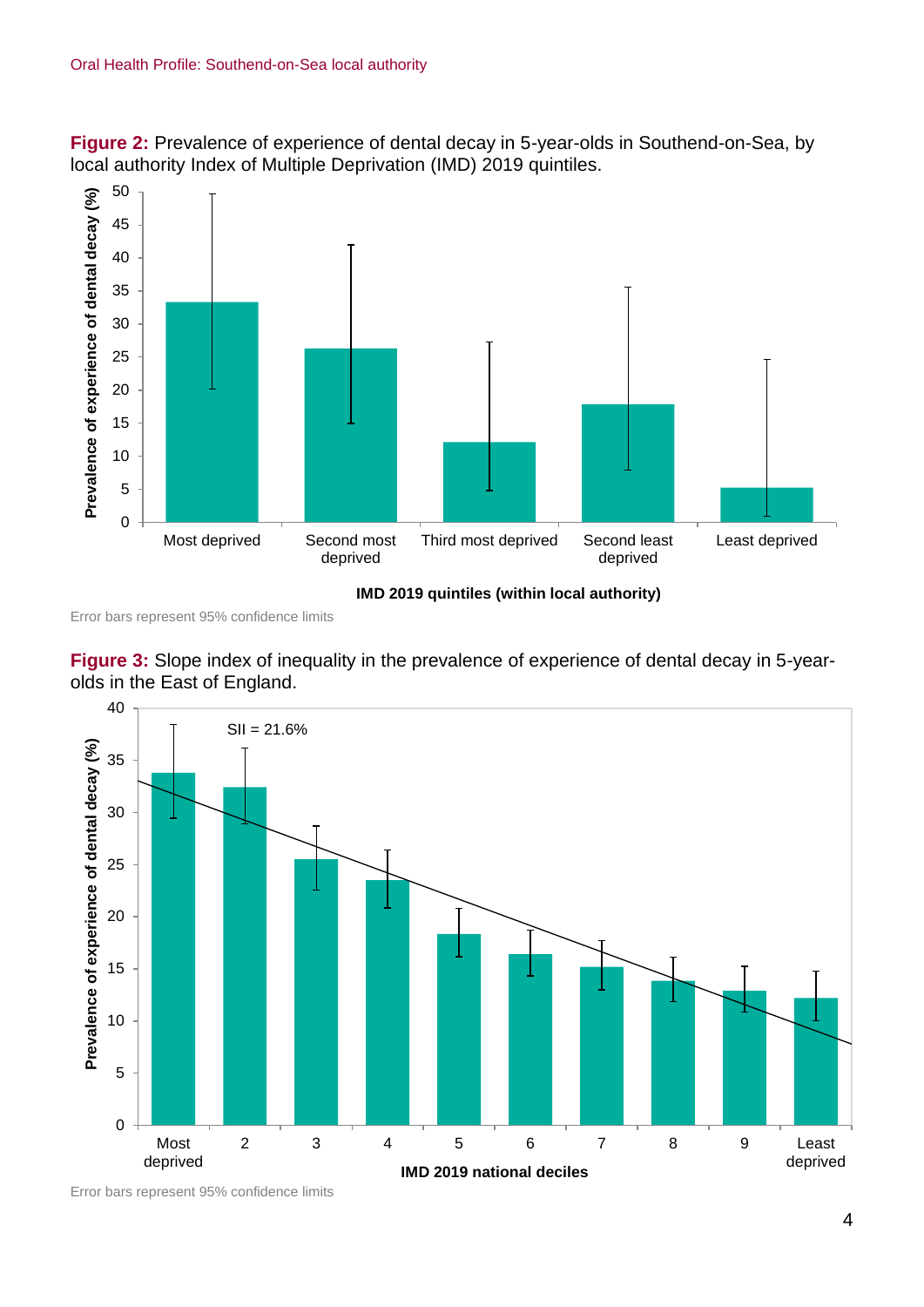**Figure 2:** Prevalence of experience of dental decay in 5-year-olds in Southend-on-Sea, by local authority Index of Multiple Deprivation (IMD) 2019 quintiles.

Error bars represent 95% confidence limits

**Figure 3:** Slope index of inequality in the prevalence of experience of dental decay in 5-year-olds in the East of England.

Error bars represent 95% confidence limits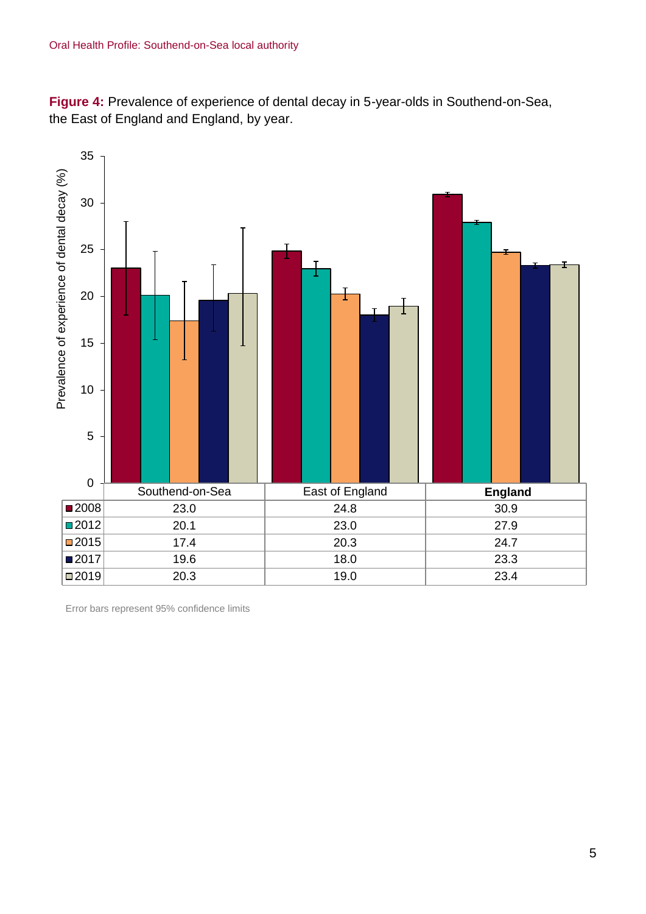**Figure 4:** Prevalence of experience of dental decay in 5-year-olds in Southend-on-Sea, the East of England and England, by year.

| | Southend-on-Sea | East of England | **England** |
|---|---|---|---|
| 2008 | 23.0 | 24.8 | 30.9 |
| 2012 | 20.1 | 23.0 | 27.9 |
| 2015 | 17.4 | 20.3 | 24.7 |
| 2017 | 19.6 | 18.0 | 23.3 |
| 2019 | 20.3 | 19.0 | 23.4 |

Error bars represent 95% confidence limits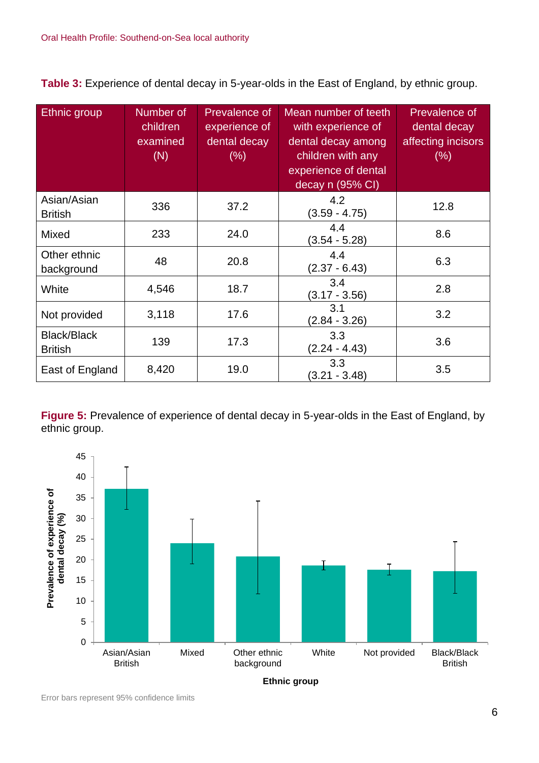**Table 3:** Experience of dental decay in 5-year-olds in the East of England, by ethnic group.

| Ethnic group | Number of children examined (N) | Prevalence of experience of dental decay (%) | Mean number of teeth with experience of dental decay among children with any experience of dental decay n (95% CI) | Prevalence of dental decay affecting incisors (%) |
|---|---|---|---|---|
| Asian/Asian British | 336 | 37.2 | 4.2 (3.59 - 4.75) | 12.8 |
| Mixed | 233 | 24.0 | 4.4 (3.54 - 5.28) | 8.6 |
| Other ethnic background | 48 | 20.8 | 4.4 (2.37 - 6.43) | 6.3 |
| White | 4,546 | 18.7 | 3.4 (3.17 - 3.56) | 2.8 |
| Not provided | 3,118 | 17.6 | 3.1 (2.84 - 3.26) | 3.2 |
| Black/Black British | 139 | 17.3 | 3.3 (2.24 - 4.43) | 3.6 |
| East of England | 8,420 | 19.0 | 3.3 (3.21 - 3.48) | 3.5 |

**Figure 5:** Prevalence of experience of dental decay in 5-year-olds in the East of England, by ethnic group.

Error bars represent 95% confidence limits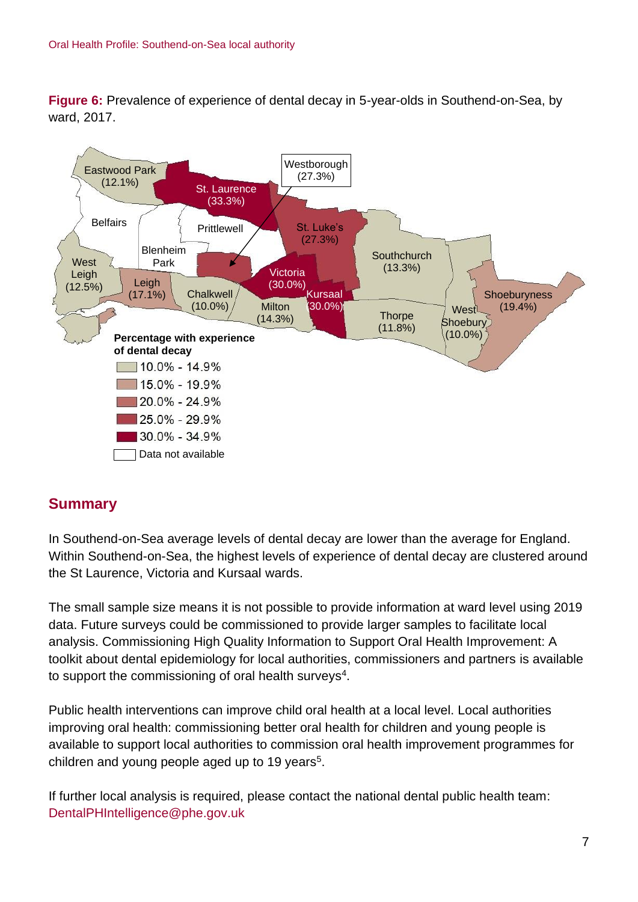**Figure 6:** Prevalence of experience of dental decay in 5-year-olds in Southend-on-Sea, by ward, 2017.

Eastwood Park (12.1%)
St. Laurence (33.3%)
Westborough (27.3%)
Belfairs
Prittlewell
St. Luke's (27.3%)
Blenheim Park
West Leigh (12.5%)
Leigh (17.1%)
Chalkwell (10.0%)
Victoria (30.0%)
Kursaal (30.0%)
Milton (14.3%)
Southchurch (13.3%)
Thorpe (11.8%)
West Shoebury (10.0%)
Shoeburyness (19.4%)

**Percentage with experience of dental decay**

- 10.0% - 14.9%
- 15.0% - 19.9%
- 20.0% - 24.9%
- 25.0% - 29.9%
- 30.0% - 34.9%
- Data not available

## Summary

In Southend-on-Sea average levels of dental decay are lower than the average for England. Within Southend-on-Sea, the highest levels of experience of dental decay are clustered around the St Laurence, Victoria and Kursaal wards.

The small sample size means it is not possible to provide information at ward level using 2019 data. Future surveys could be commissioned to provide larger samples to facilitate local analysis. Commissioning High Quality Information to Support Oral Health Improvement: A toolkit about dental epidemiology for local authorities, commissioners and partners is available to support the commissioning of oral health surveys[4].

Public health interventions can improve child oral health at a local level. Local authorities improving oral health: commissioning better oral health for children and young people is available to support local authorities to commission oral health improvement programmes for children and young people aged up to 19 years[5].

If further local analysis is required, please contact the national dental public health team: DentalPHIntelligence@phe.gov.uk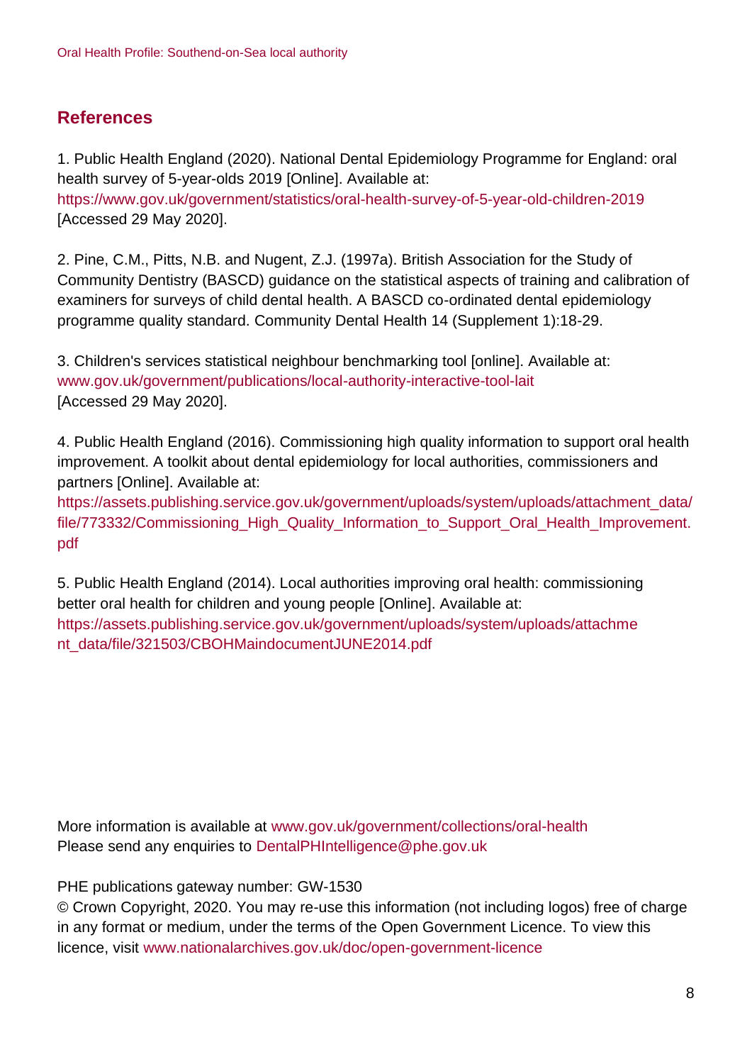## References

1. Public Health England (2020). National Dental Epidemiology Programme for England: oral health survey of 5-year-olds 2019 [Online]. Available at: https://www.gov.uk/government/statistics/oral-health-survey-of-5-year-old-children-2019 [Accessed 29 May 2020].

2. Pine, C.M., Pitts, N.B. and Nugent, Z.J. (1997a). British Association for the Study of Community Dentistry (BASCD) guidance on the statistical aspects of training and calibration of examiners for surveys of child dental health. A BASCD co-ordinated dental epidemiology programme quality standard. Community Dental Health 14 (Supplement 1):18-29.

3. Children's services statistical neighbour benchmarking tool [online]. Available at: www.gov.uk/government/publications/local-authority-interactive-tool-lait [Accessed 29 May 2020].

4. Public Health England (2016). Commissioning high quality information to support oral health improvement. A toolkit about dental epidemiology for local authorities, commissioners and partners [Online]. Available at: https://assets.publishing.service.gov.uk/government/uploads/system/uploads/attachment_data/file/773332/Commissioning_High_Quality_Information_to_Support_Oral_Health_Improvement.pdf

5. Public Health England (2014). Local authorities improving oral health: commissioning better oral health for children and young people [Online]. Available at: https://assets.publishing.service.gov.uk/government/uploads/system/uploads/attachment_data/file/321503/CBOHMaindocumentJUNE2014.pdf

More information is available at www.gov.uk/government/collections/oral-health
Please send any enquiries to DentalPHIntelligence@phe.gov.uk

PHE publications gateway number: GW-1530
© Crown Copyright, 2020. You may re-use this information (not including logos) free of charge in any format or medium, under the terms of the Open Government Licence. To view this licence, visit www.nationalarchives.gov.uk/doc/open-government-licence